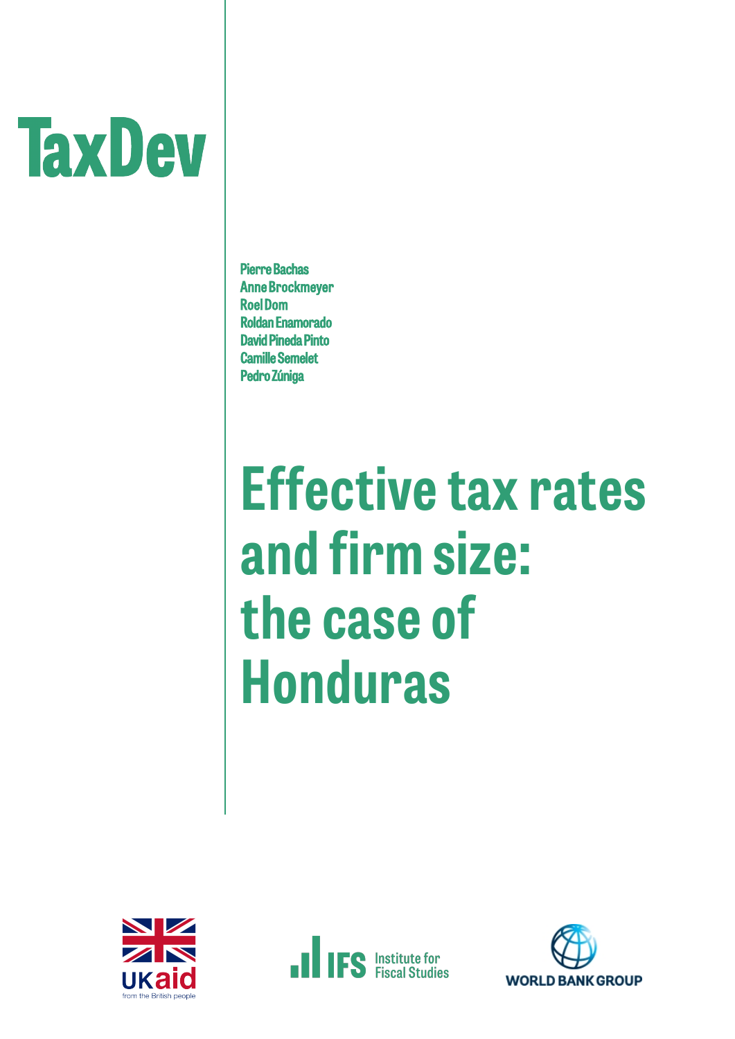TaxDev

Pierre Bachas
Anne Brockmeyer
Roel Dom
Roldan Enamorado
David Pineda Pinto
Camille Semelet
Pedro Zúniga

# Effective tax rates and firm size: the case of Honduras

UKaid from the British people

IFS Institute for Fiscal Studies

WORLD BANK GROUP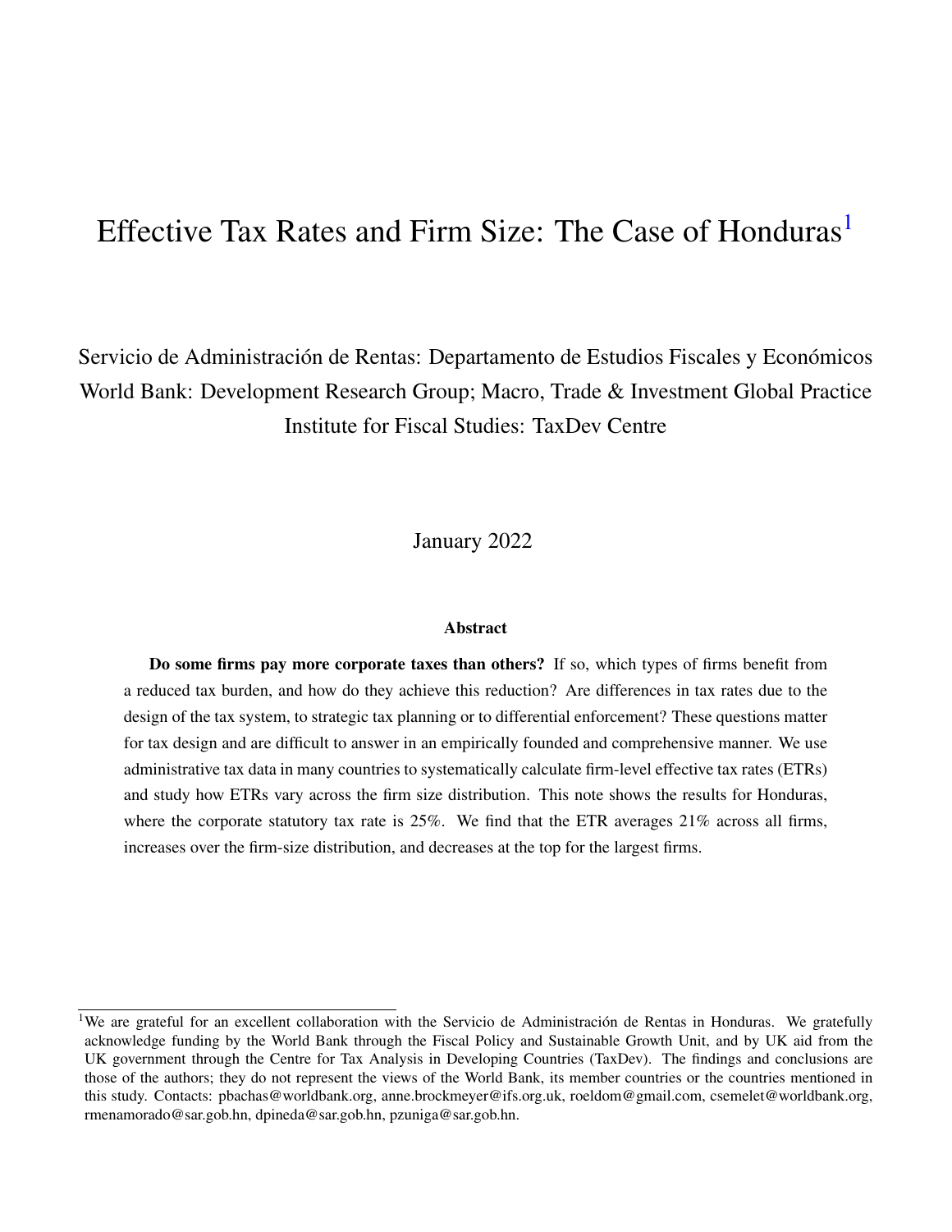# Effective Tax Rates and Firm Size: The Case of Honduras[1]

Servicio de Administración de Rentas: Departamento de Estudios Fiscales y Económicos
World Bank: Development Research Group; Macro, Trade & Investment Global Practice
Institute for Fiscal Studies: TaxDev Centre

January 2022

**Abstract**

**Do some firms pay more corporate taxes than others?** If so, which types of firms benefit from a reduced tax burden, and how do they achieve this reduction? Are differences in tax rates due to the design of the tax system, to strategic tax planning or to differential enforcement? These questions matter for tax design and are difficult to answer in an empirically founded and comprehensive manner. We use administrative tax data in many countries to systematically calculate firm-level effective tax rates (ETRs) and study how ETRs vary across the firm size distribution. This note shows the results for Honduras, where the corporate statutory tax rate is 25%. We find that the ETR averages 21% across all firms, increases over the firm-size distribution, and decreases at the top for the largest firms.

[1] We are grateful for an excellent collaboration with the Servicio de Administración de Rentas in Honduras. We gratefully acknowledge funding by the World Bank through the Fiscal Policy and Sustainable Growth Unit, and by UK aid from the UK government through the Centre for Tax Analysis in Developing Countries (TaxDev). The findings and conclusions are those of the authors; they do not represent the views of the World Bank, its member countries or the countries mentioned in this study. Contacts: pbachas@worldbank.org, anne.brockmeyer@ifs.org.uk, roeldom@gmail.com, csemelet@worldbank.org, rmenamorado@sar.gob.hn, dpineda@sar.gob.hn, pzuniga@sar.gob.hn.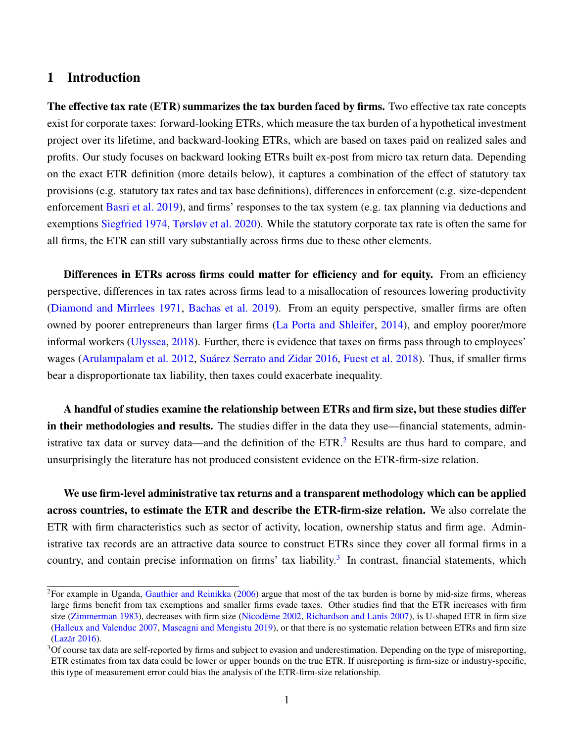# 1 Introduction

**The effective tax rate (ETR) summarizes the tax burden faced by firms.** Two effective tax rate concepts exist for corporate taxes: forward-looking ETRs, which measure the tax burden of a hypothetical investment project over its lifetime, and backward-looking ETRs, which are based on taxes paid on realized sales and profits. Our study focuses on backward looking ETRs built ex-post from micro tax return data. Depending on the exact ETR definition (more details below), it captures a combination of the effect of statutory tax provisions (e.g. statutory tax rates and tax base definitions), differences in enforcement (e.g. size-dependent enforcement Basri et al. 2019), and firms' responses to the tax system (e.g. tax planning via deductions and exemptions Siegfried 1974, Tørsløv et al. 2020). While the statutory corporate tax rate is often the same for all firms, the ETR can still vary substantially across firms due to these other elements.

**Differences in ETRs across firms could matter for efficiency and for equity.** From an efficiency perspective, differences in tax rates across firms lead to a misallocation of resources lowering productivity (Diamond and Mirrlees 1971, Bachas et al. 2019). From an equity perspective, smaller firms are often owned by poorer entrepreneurs than larger firms (La Porta and Shleifer, 2014), and employ poorer/more informal workers (Ulyssea, 2018). Further, there is evidence that taxes on firms pass through to employees' wages (Arulampalam et al. 2012, Suárez Serrato and Zidar 2016, Fuest et al. 2018). Thus, if smaller firms bear a disproportionate tax liability, then taxes could exacerbate inequality.

**A handful of studies examine the relationship between ETRs and firm size, but these studies differ in their methodologies and results.** The studies differ in the data they use—financial statements, administrative tax data or survey data—and the definition of the ETR.[2] Results are thus hard to compare, and unsurprisingly the literature has not produced consistent evidence on the ETR-firm-size relation.

**We use firm-level administrative tax returns and a transparent methodology which can be applied across countries, to estimate the ETR and describe the ETR-firm-size relation.** We also correlate the ETR with firm characteristics such as sector of activity, location, ownership status and firm age. Administrative tax records are an attractive data source to construct ETRs since they cover all formal firms in a country, and contain precise information on firms' tax liability.[3] In contrast, financial statements, which

[2] For example in Uganda, Gauthier and Reinikka (2006) argue that most of the tax burden is borne by mid-size firms, whereas large firms benefit from tax exemptions and smaller firms evade taxes. Other studies find that the ETR increases with firm size (Zimmerman 1983), decreases with firm size (Nicodème 2002, Richardson and Lanis 2007), is U-shaped ETR in firm size (Halleux and Valenduc 2007, Mascagni and Mengistu 2019), or that there is no systematic relation between ETRs and firm size (Lazăr 2016).

[3] Of course tax data are self-reported by firms and subject to evasion and underestimation. Depending on the type of misreporting, ETR estimates from tax data could be lower or upper bounds on the true ETR. If misreporting is firm-size or industry-specific, this type of measurement error could bias the analysis of the ETR-firm-size relationship.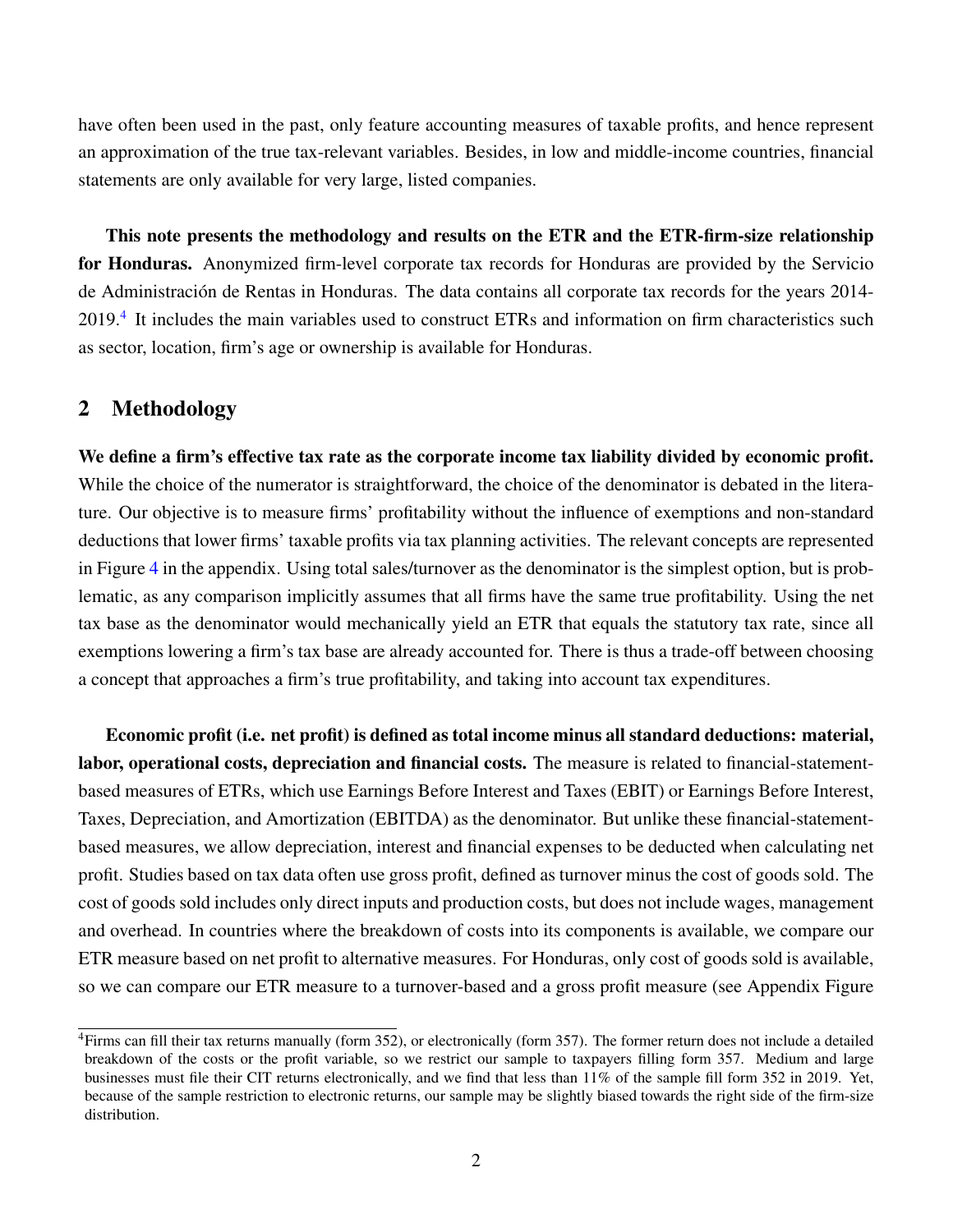have often been used in the past, only feature accounting measures of taxable profits, and hence represent an approximation of the true tax-relevant variables. Besides, in low and middle-income countries, financial statements are only available for very large, listed companies.

**This note presents the methodology and results on the ETR and the ETR-firm-size relationship for Honduras.** Anonymized firm-level corporate tax records for Honduras are provided by the Servicio de Administración de Rentas in Honduras. The data contains all corporate tax records for the years 2014-2019.[4] It includes the main variables used to construct ETRs and information on firm characteristics such as sector, location, firm's age or ownership is available for Honduras.

## 2 Methodology

**We define a firm's effective tax rate as the corporate income tax liability divided by economic profit.** While the choice of the numerator is straightforward, the choice of the denominator is debated in the literature. Our objective is to measure firms' profitability without the influence of exemptions and non-standard deductions that lower firms' taxable profits via tax planning activities. The relevant concepts are represented in Figure 4 in the appendix. Using total sales/turnover as the denominator is the simplest option, but is problematic, as any comparison implicitly assumes that all firms have the same true profitability. Using the net tax base as the denominator would mechanically yield an ETR that equals the statutory tax rate, since all exemptions lowering a firm's tax base are already accounted for. There is thus a trade-off between choosing a concept that approaches a firm's true profitability, and taking into account tax expenditures.

**Economic profit (i.e. net profit) is defined as total income minus all standard deductions: material, labor, operational costs, depreciation and financial costs.** The measure is related to financial-statement-based measures of ETRs, which use Earnings Before Interest and Taxes (EBIT) or Earnings Before Interest, Taxes, Depreciation, and Amortization (EBITDA) as the denominator. But unlike these financial-statement-based measures, we allow depreciation, interest and financial expenses to be deducted when calculating net profit. Studies based on tax data often use gross profit, defined as turnover minus the cost of goods sold. The cost of goods sold includes only direct inputs and production costs, but does not include wages, management and overhead. In countries where the breakdown of costs into its components is available, we compare our ETR measure based on net profit to alternative measures. For Honduras, only cost of goods sold is available, so we can compare our ETR measure to a turnover-based and a gross profit measure (see Appendix Figure

[4] Firms can fill their tax returns manually (form 352), or electronically (form 357). The former return does not include a detailed breakdown of the costs or the profit variable, so we restrict our sample to taxpayers filling form 357. Medium and large businesses must file their CIT returns electronically, and we find that less than 11% of the sample fill form 352 in 2019. Yet, because of the sample restriction to electronic returns, our sample may be slightly biased towards the right side of the firm-size distribution.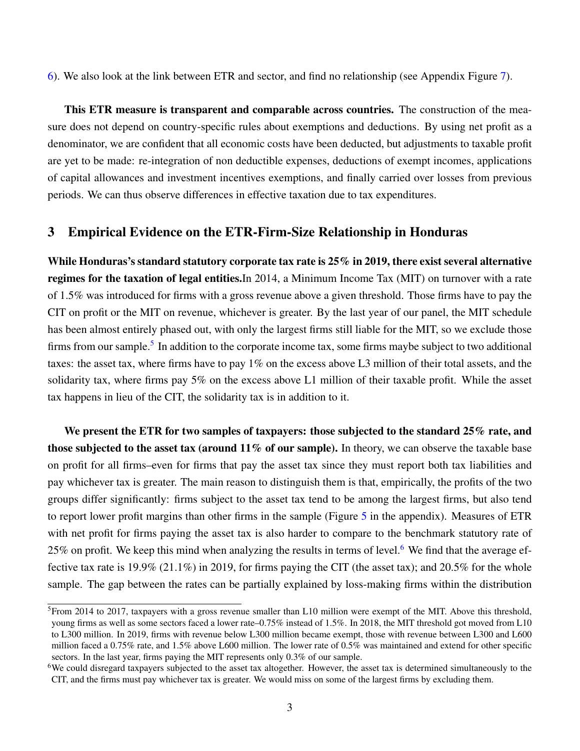6). We also look at the link between ETR and sector, and find no relationship (see Appendix Figure 7).

**This ETR measure is transparent and comparable across countries.** The construction of the measure does not depend on country-specific rules about exemptions and deductions. By using net profit as a denominator, we are confident that all economic costs have been deducted, but adjustments to taxable profit are yet to be made: re-integration of non deductible expenses, deductions of exempt incomes, applications of capital allowances and investment incentives exemptions, and finally carried over losses from previous periods. We can thus observe differences in effective taxation due to tax expenditures.

## 3 Empirical Evidence on the ETR-Firm-Size Relationship in Honduras

**While Honduras's standard statutory corporate tax rate is 25% in 2019, there exist several alternative regimes for the taxation of legal entities.**In 2014, a Minimum Income Tax (MIT) on turnover with a rate of 1.5% was introduced for firms with a gross revenue above a given threshold. Those firms have to pay the CIT on profit or the MIT on revenue, whichever is greater. By the last year of our panel, the MIT schedule has been almost entirely phased out, with only the largest firms still liable for the MIT, so we exclude those firms from our sample.[5] In addition to the corporate income tax, some firms maybe subject to two additional taxes: the asset tax, where firms have to pay 1% on the excess above L3 million of their total assets, and the solidarity tax, where firms pay 5% on the excess above L1 million of their taxable profit. While the asset tax happens in lieu of the CIT, the solidarity tax is in addition to it.

**We present the ETR for two samples of taxpayers: those subjected to the standard 25% rate, and those subjected to the asset tax (around 11% of our sample).** In theory, we can observe the taxable base on profit for all firms–even for firms that pay the asset tax since they must report both tax liabilities and pay whichever tax is greater. The main reason to distinguish them is that, empirically, the profits of the two groups differ significantly: firms subject to the asset tax tend to be among the largest firms, but also tend to report lower profit margins than other firms in the sample (Figure 5 in the appendix). Measures of ETR with net profit for firms paying the asset tax is also harder to compare to the benchmark statutory rate of 25% on profit. We keep this mind when analyzing the results in terms of level.[6] We find that the average effective tax rate is 19.9% (21.1%) in 2019, for firms paying the CIT (the asset tax); and 20.5% for the whole sample. The gap between the rates can be partially explained by loss-making firms within the distribution

[5] From 2014 to 2017, taxpayers with a gross revenue smaller than L10 million were exempt of the MIT. Above this threshold, young firms as well as some sectors faced a lower rate–0.75% instead of 1.5%. In 2018, the MIT threshold got moved from L10 to L300 million. In 2019, firms with revenue below L300 million became exempt, those with revenue between L300 and L600 million faced a 0.75% rate, and 1.5% above L600 million. The lower rate of 0.5% was maintained and extend for other specific sectors. In the last year, firms paying the MIT represents only 0.3% of our sample.

[6] We could disregard taxpayers subjected to the asset tax altogether. However, the asset tax is determined simultaneously to the CIT, and the firms must pay whichever tax is greater. We would miss on some of the largest firms by excluding them.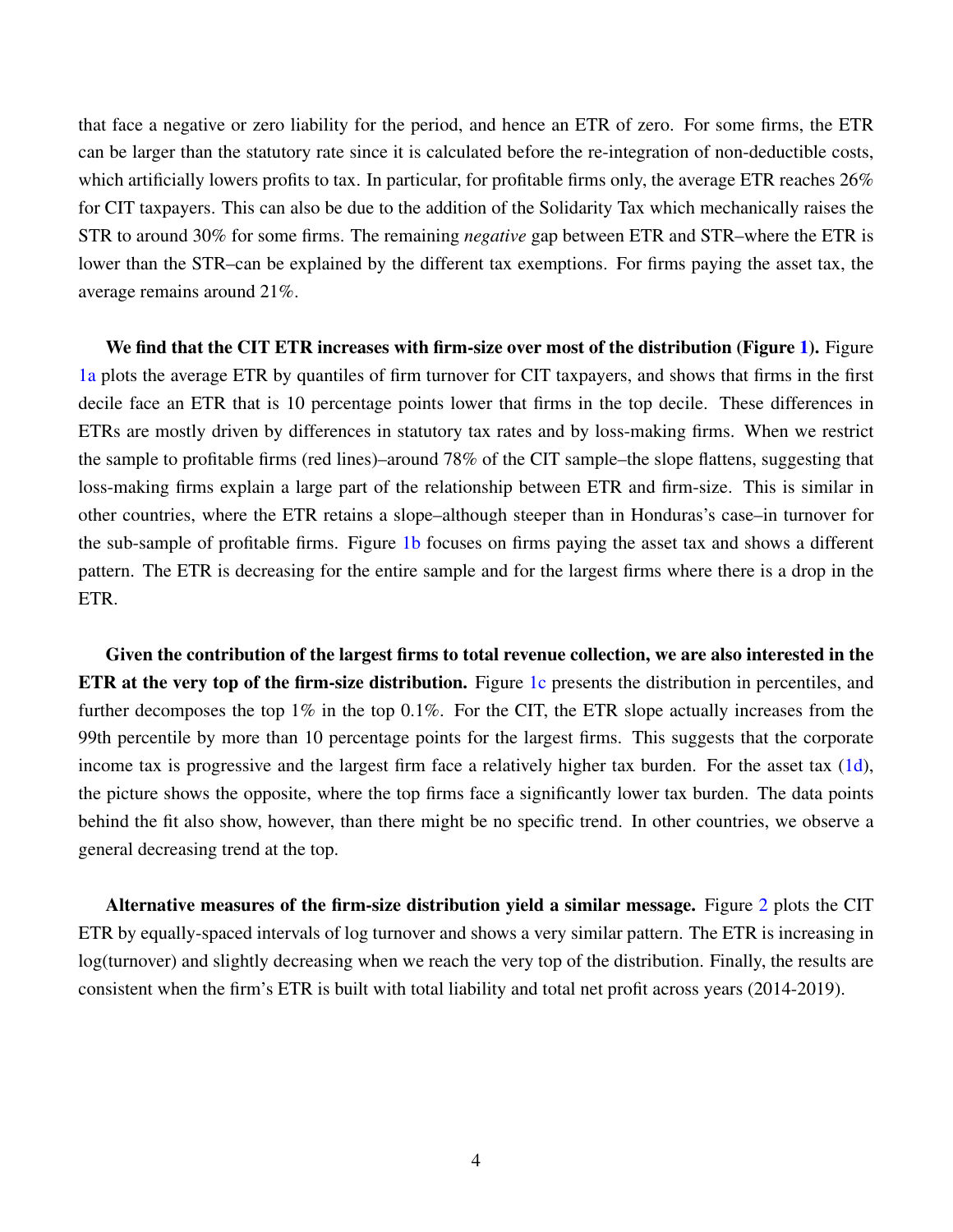that face a negative or zero liability for the period, and hence an ETR of zero. For some firms, the ETR can be larger than the statutory rate since it is calculated before the re-integration of non-deductible costs, which artificially lowers profits to tax. In particular, for profitable firms only, the average ETR reaches 26% for CIT taxpayers. This can also be due to the addition of the Solidarity Tax which mechanically raises the STR to around 30% for some firms. The remaining *negative* gap between ETR and STR–where the ETR is lower than the STR–can be explained by the different tax exemptions. For firms paying the asset tax, the average remains around 21%.

**We find that the CIT ETR increases with firm-size over most of the distribution (Figure 1).** Figure 1a plots the average ETR by quantiles of firm turnover for CIT taxpayers, and shows that firms in the first decile face an ETR that is 10 percentage points lower that firms in the top decile. These differences in ETRs are mostly driven by differences in statutory tax rates and by loss-making firms. When we restrict the sample to profitable firms (red lines)–around 78% of the CIT sample–the slope flattens, suggesting that loss-making firms explain a large part of the relationship between ETR and firm-size. This is similar in other countries, where the ETR retains a slope–although steeper than in Honduras's case–in turnover for the sub-sample of profitable firms. Figure 1b focuses on firms paying the asset tax and shows a different pattern. The ETR is decreasing for the entire sample and for the largest firms where there is a drop in the ETR.

**Given the contribution of the largest firms to total revenue collection, we are also interested in the ETR at the very top of the firm-size distribution.** Figure 1c presents the distribution in percentiles, and further decomposes the top 1% in the top 0.1%. For the CIT, the ETR slope actually increases from the 99th percentile by more than 10 percentage points for the largest firms. This suggests that the corporate income tax is progressive and the largest firm face a relatively higher tax burden. For the asset tax (1d), the picture shows the opposite, where the top firms face a significantly lower tax burden. The data points behind the fit also show, however, than there might be no specific trend. In other countries, we observe a general decreasing trend at the top.

**Alternative measures of the firm-size distribution yield a similar message.** Figure 2 plots the CIT ETR by equally-spaced intervals of log turnover and shows a very similar pattern. The ETR is increasing in log(turnover) and slightly decreasing when we reach the very top of the distribution. Finally, the results are consistent when the firm's ETR is built with total liability and total net profit across years (2014-2019).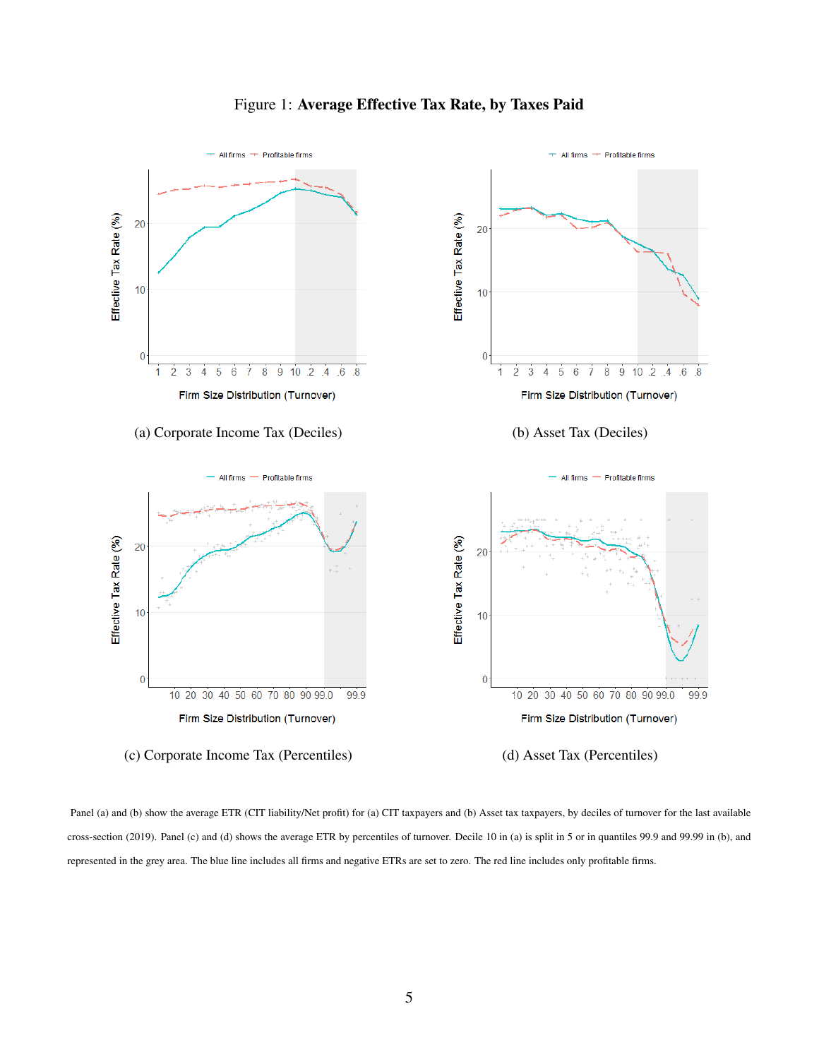Figure 1: **Average Effective Tax Rate, by Taxes Paid**

(a) Corporate Income Tax (Deciles)

(b) Asset Tax (Deciles)

(c) Corporate Income Tax (Percentiles)

(d) Asset Tax (Percentiles)

Panel (a) and (b) show the average ETR (CIT liability/Net profit) for (a) CIT taxpayers and (b) Asset tax taxpayers, by deciles of turnover for the last available cross-section (2019). Panel (c) and (d) shows the average ETR by percentiles of turnover. Decile 10 in (a) is split in 5 or in quantiles 99.9 and 99.99 in (b), and represented in the grey area. The blue line includes all firms and negative ETRs are set to zero. The red line includes only profitable firms.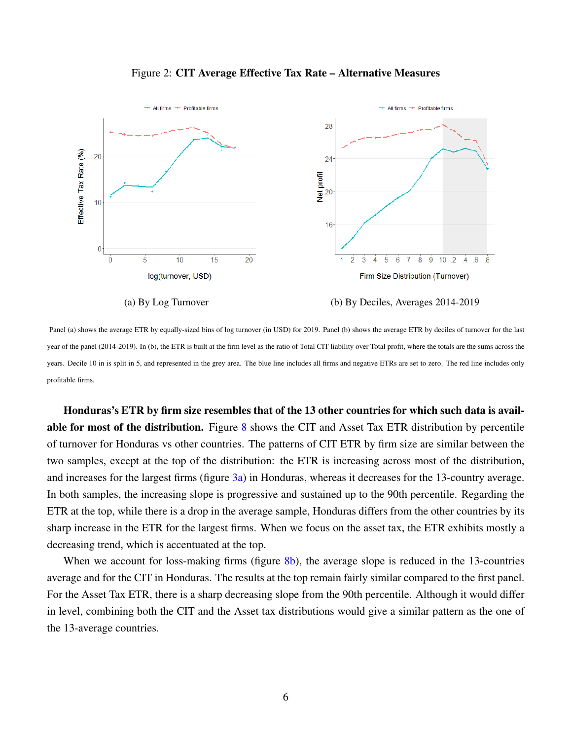Figure 2: **CIT Average Effective Tax Rate – Alternative Measures**

(a) By Log Turnover

(b) By Deciles, Averages 2014-2019

Panel (a) shows the average ETR by equally-sized bins of log turnover (in USD) for 2019. Panel (b) shows the average ETR by deciles of turnover for the last year of the panel (2014-2019). In (b), the ETR is built at the firm level as the ratio of Total CIT liability over Total profit, where the totals are the sums across the years. Decile 10 in is split in 5, and represented in the grey area. The blue line includes all firms and negative ETRs are set to zero. The red line includes only profitable firms.

**Honduras's ETR by firm size resembles that of the 13 other countries for which such data is available for most of the distribution.** Figure 8 shows the CIT and Asset Tax ETR distribution by percentile of turnover for Honduras vs other countries. The patterns of CIT ETR by firm size are similar between the two samples, except at the top of the distribution: the ETR is increasing across most of the distribution, and increases for the largest firms (figure 3a) in Honduras, whereas it decreases for the 13-country average. In both samples, the increasing slope is progressive and sustained up to the 90th percentile. Regarding the ETR at the top, while there is a drop in the average sample, Honduras differs from the other countries by its sharp increase in the ETR for the largest firms. When we focus on the asset tax, the ETR exhibits mostly a decreasing trend, which is accentuated at the top.

When we account for loss-making firms (figure 8b), the average slope is reduced in the 13-countries average and for the CIT in Honduras. The results at the top remain fairly similar compared to the first panel. For the Asset Tax ETR, there is a sharp decreasing slope from the 90th percentile. Although it would differ in level, combining both the CIT and the Asset tax distributions would give a similar pattern as the one of the 13-average countries.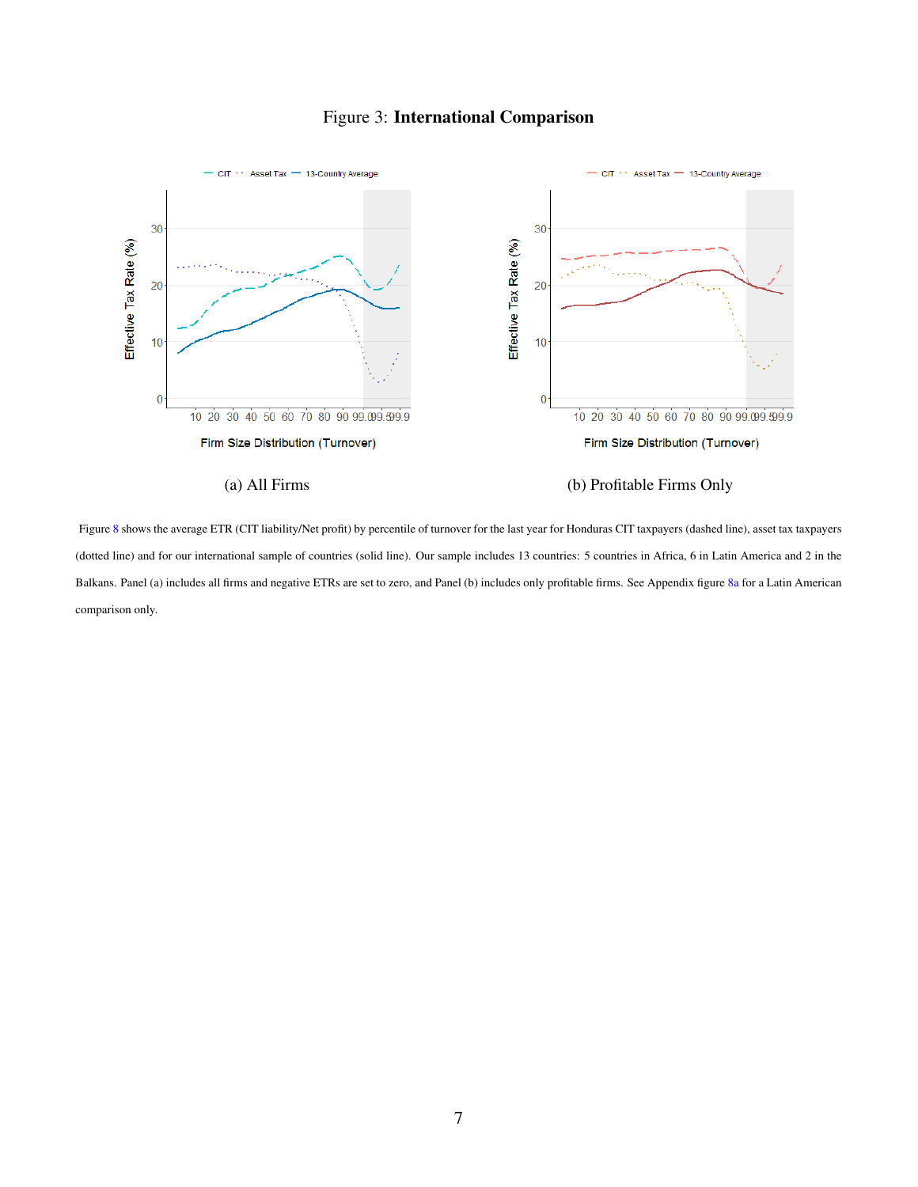Figure 3: **International Comparison**

(a) All Firms

(b) Profitable Firms Only

Figure 8 shows the average ETR (CIT liability/Net profit) by percentile of turnover for the last year for Honduras CIT taxpayers (dashed line), asset tax taxpayers (dotted line) and for our international sample of countries (solid line). Our sample includes 13 countries: 5 countries in Africa, 6 in Latin America and 2 in the Balkans. Panel (a) includes all firms and negative ETRs are set to zero, and Panel (b) includes only profitable firms. See Appendix figure 8a for a Latin American comparison only.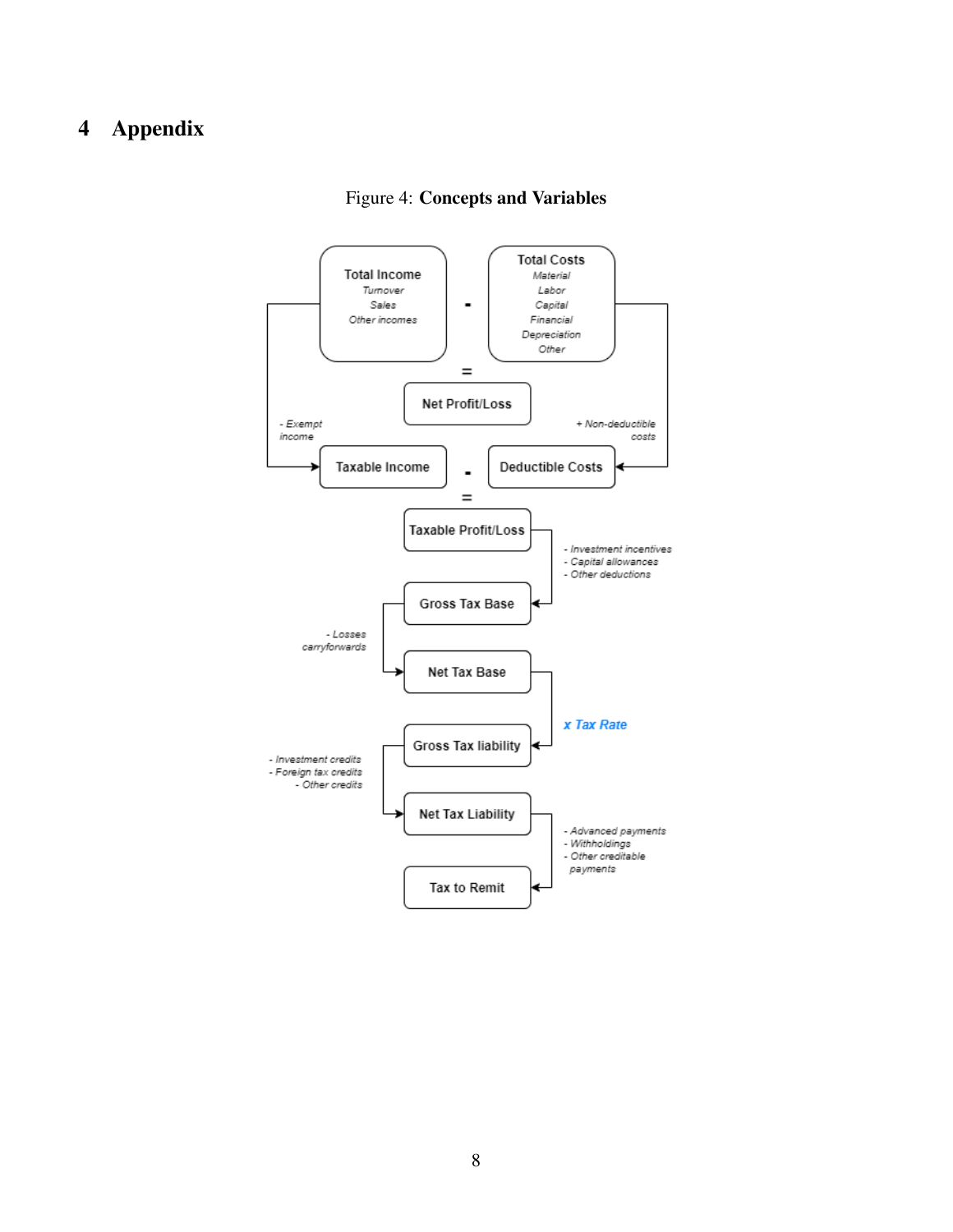# 4 Appendix

Figure 4: **Concepts and Variables**

Total Income
*Turnover*
*Sales*
*Other incomes*

-

Total Costs
*Material*
*Labor*
*Capital*
*Financial*
*Depreciation*
*Other*

=

Net Profit/Loss

*- Exempt income*

*+ Non-deductible costs*

Taxable Income - Deductible Costs

=

Taxable Profit/Loss

*- Investment incentives*
*- Capital allowances*
*- Other deductions*

Gross Tax Base

*- Losses carryforwards*

Net Tax Base

*x Tax Rate*

Gross Tax liability

*- Investment credits*
*- Foreign tax credits*
*- Other credits*

Net Tax Liability

*- Advanced payments*
*- Withholdings*
*- Other creditable payments*

Tax to Remit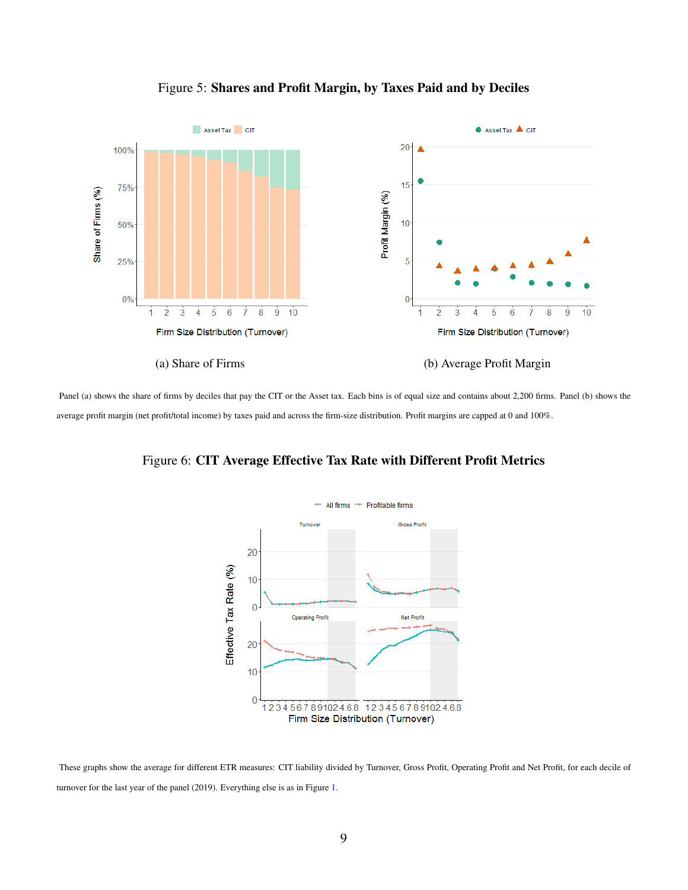Figure 5: **Shares and Profit Margin, by Taxes Paid and by Deciles**

(a) Share of Firms

(b) Average Profit Margin

Panel (a) shows the share of firms by deciles that pay the CIT or the Asset tax. Each bins is of equal size and contains about 2,200 firms. Panel (b) shows the average profit margin (net profit/total income) by taxes paid and across the firm-size distribution. Profit margins are capped at 0 and 100%.

Figure 6: **CIT Average Effective Tax Rate with Different Profit Metrics**

These graphs show the average for different ETR measures: CIT liability divided by Turnover, Gross Profit, Operating Profit and Net Profit, for each decile of turnover for the last year of the panel (2019). Everything else is as in Figure 1.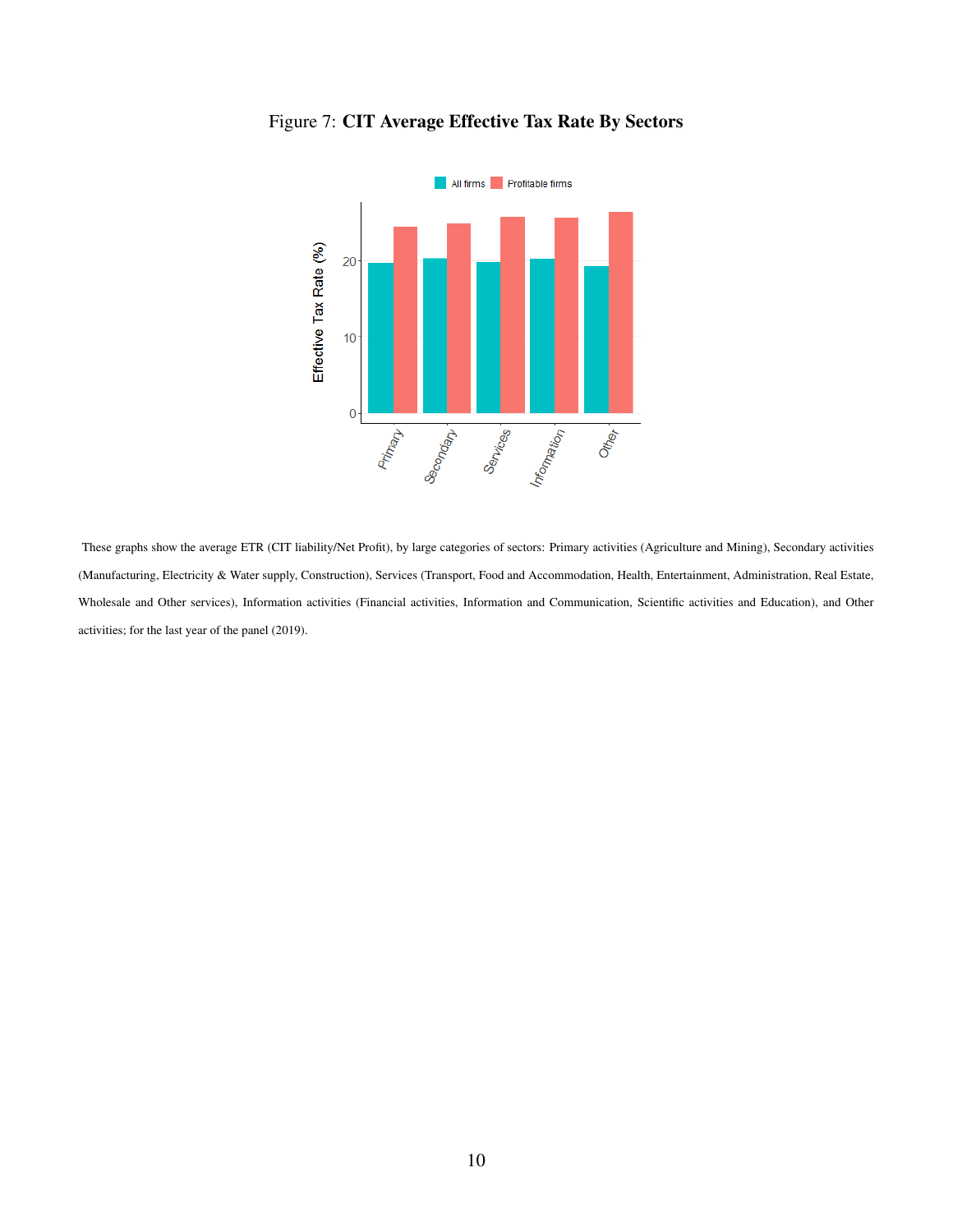Figure 7: **CIT Average Effective Tax Rate By Sectors**

These graphs show the average ETR (CIT liability/Net Profit), by large categories of sectors: Primary activities (Agriculture and Mining), Secondary activities (Manufacturing, Electricity & Water supply, Construction), Services (Transport, Food and Accommodation, Health, Entertainment, Administration, Real Estate, Wholesale and Other services), Information activities (Financial activities, Information and Communication, Scientific activities and Education), and Other activities; for the last year of the panel (2019).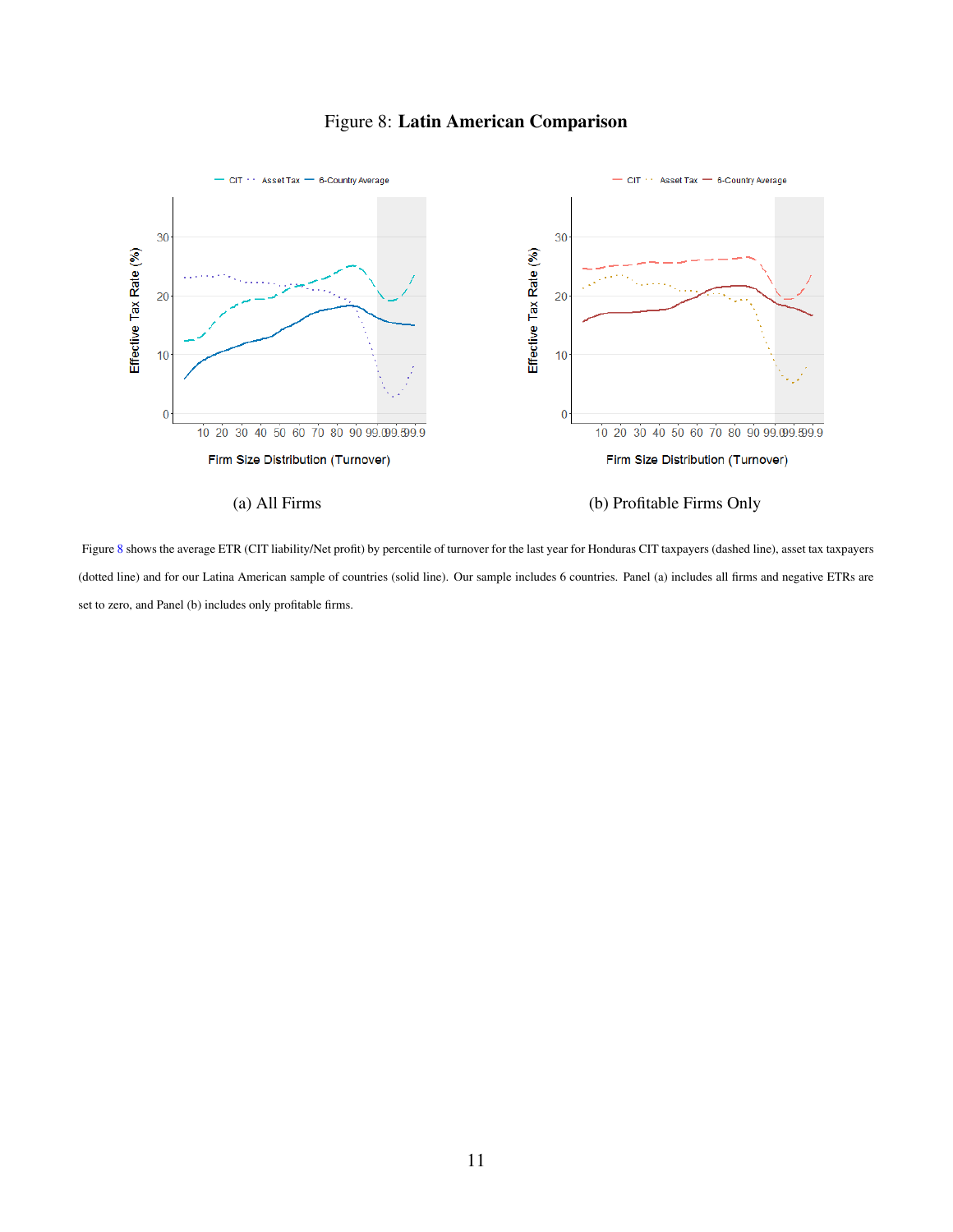Figure 8: **Latin American Comparison**

(a) All Firms

(b) Profitable Firms Only

Figure 8 shows the average ETR (CIT liability/Net profit) by percentile of turnover for the last year for Honduras CIT taxpayers (dashed line), asset tax taxpayers (dotted line) and for our Latina American sample of countries (solid line). Our sample includes 6 countries. Panel (a) includes all firms and negative ETRs are set to zero, and Panel (b) includes only profitable firms.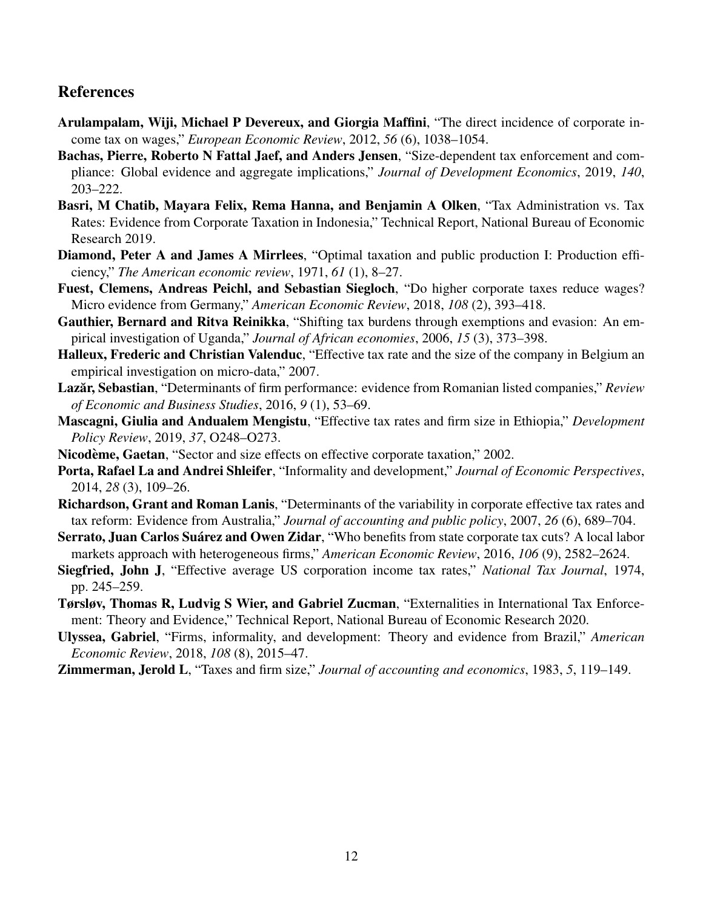## References

**Arulampalam, Wiji, Michael P Devereux, and Giorgia Maffini**, "The direct incidence of corporate income tax on wages," *European Economic Review*, 2012, *56* (6), 1038–1054.

**Bachas, Pierre, Roberto N Fattal Jaef, and Anders Jensen**, "Size-dependent tax enforcement and compliance: Global evidence and aggregate implications," *Journal of Development Economics*, 2019, *140*, 203–222.

**Basri, M Chatib, Mayara Felix, Rema Hanna, and Benjamin A Olken**, "Tax Administration vs. Tax Rates: Evidence from Corporate Taxation in Indonesia," Technical Report, National Bureau of Economic Research 2019.

**Diamond, Peter A and James A Mirrlees**, "Optimal taxation and public production I: Production efficiency," *The American economic review*, 1971, *61* (1), 8–27.

**Fuest, Clemens, Andreas Peichl, and Sebastian Siegloch**, "Do higher corporate taxes reduce wages? Micro evidence from Germany," *American Economic Review*, 2018, *108* (2), 393–418.

**Gauthier, Bernard and Ritva Reinikka**, "Shifting tax burdens through exemptions and evasion: An empirical investigation of Uganda," *Journal of African economies*, 2006, *15* (3), 373–398.

**Halleux, Frederic and Christian Valenduc**, "Effective tax rate and the size of the company in Belgium an empirical investigation on micro-data," 2007.

**Lazăr, Sebastian**, "Determinants of firm performance: evidence from Romanian listed companies," *Review of Economic and Business Studies*, 2016, *9* (1), 53–69.

**Mascagni, Giulia and Andualem Mengistu**, "Effective tax rates and firm size in Ethiopia," *Development Policy Review*, 2019, *37*, O248–O273.

**Nicodème, Gaetan**, "Sector and size effects on effective corporate taxation," 2002.

**Porta, Rafael La and Andrei Shleifer**, "Informality and development," *Journal of Economic Perspectives*, 2014, *28* (3), 109–26.

**Richardson, Grant and Roman Lanis**, "Determinants of the variability in corporate effective tax rates and tax reform: Evidence from Australia," *Journal of accounting and public policy*, 2007, *26* (6), 689–704.

**Serrato, Juan Carlos Suárez and Owen Zidar**, "Who benefits from state corporate tax cuts? A local labor markets approach with heterogeneous firms," *American Economic Review*, 2016, *106* (9), 2582–2624.

**Siegfried, John J**, "Effective average US corporation income tax rates," *National Tax Journal*, 1974, pp. 245–259.

**Tørsløv, Thomas R, Ludvig S Wier, and Gabriel Zucman**, "Externalities in International Tax Enforcement: Theory and Evidence," Technical Report, National Bureau of Economic Research 2020.

**Ulyssea, Gabriel**, "Firms, informality, and development: Theory and evidence from Brazil," *American Economic Review*, 2018, *108* (8), 2015–47.

**Zimmerman, Jerold L**, "Taxes and firm size," *Journal of accounting and economics*, 1983, *5*, 119–149.